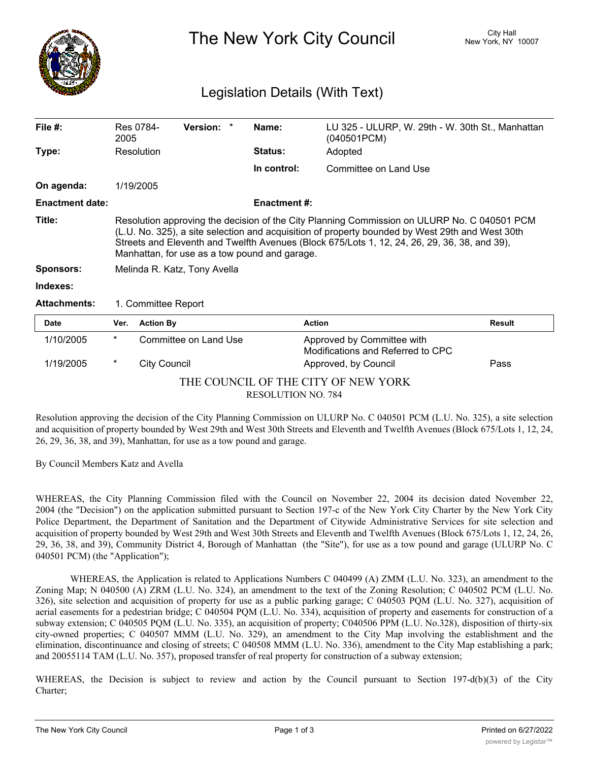# The New York City Council

City Hall
New York, NY 10007

## Legislation Details (With Text)

| | | | |
|---|---|---|---|
| **File #:** | Res 0784-2005 **Version:** * | **Name:** | LU 325 - ULURP, W. 29th - W. 30th St., Manhattan (040501PCM) |
| **Type:** | Resolution | **Status:** | Adopted |
| | | **In control:** | Committee on Land Use |
| **On agenda:** | 1/19/2005 | | |
| **Enactment date:** | | **Enactment #:** | |

**Title:** Resolution approving the decision of the City Planning Commission on ULURP No. C 040501 PCM (L.U. No. 325), a site selection and acquisition of property bounded by West 29th and West 30th Streets and Eleventh and Twelfth Avenues (Block 675/Lots 1, 12, 24, 26, 29, 36, 38, and 39), Manhattan, for use as a tow pound and garage.

**Sponsors:** Melinda R. Katz, Tony Avella

**Indexes:**

**Attachments:** 1. Committee Report

| Date | Ver. | Action By | Action | Result |
|---|---|---|---|---|
| 1/10/2005 | * | Committee on Land Use | Approved by Committee with Modifications and Referred to CPC | |
| 1/19/2005 | * | City Council | Approved, by Council | Pass |

THE COUNCIL OF THE CITY OF NEW YORK

RESOLUTION NO. 784

Resolution approving the decision of the City Planning Commission on ULURP No. C 040501 PCM (L.U. No. 325), a site selection and acquisition of property bounded by West 29th and West 30th Streets and Eleventh and Twelfth Avenues (Block 675/Lots 1, 12, 24, 26, 29, 36, 38, and 39), Manhattan, for use as a tow pound and garage.

By Council Members Katz and Avella

WHEREAS, the City Planning Commission filed with the Council on November 22, 2004 its decision dated November 22, 2004 (the "Decision") on the application submitted pursuant to Section 197-c of the New York City Charter by the New York City Police Department, the Department of Sanitation and the Department of Citywide Administrative Services for site selection and acquisition of property bounded by West 29th and West 30th Streets and Eleventh and Twelfth Avenues (Block 675/Lots 1, 12, 24, 26, 29, 36, 38, and 39), Community District 4, Borough of Manhattan (the "Site"), for use as a tow pound and garage (ULURP No. C 040501 PCM) (the "Application");

WHEREAS, the Application is related to Applications Numbers C 040499 (A) ZMM (L.U. No. 323), an amendment to the Zoning Map; N 040500 (A) ZRM (L.U. No. 324), an amendment to the text of the Zoning Resolution; C 040502 PCM (L.U. No. 326), site selection and acquisition of property for use as a public parking garage; C 040503 PQM (L.U. No. 327), acquisition of aerial easements for a pedestrian bridge; C 040504 PQM (L.U. No. 334), acquisition of property and easements for construction of a subway extension; C 040505 PQM (L.U. No. 335), an acquisition of property; C040506 PPM (L.U. No.328), disposition of thirty-six city-owned properties; C 040507 MMM (L.U. No. 329), an amendment to the City Map involving the establishment and the elimination, discontinuance and closing of streets; C 040508 MMM (L.U. No. 336), amendment to the City Map establishing a park; and 20055114 TAM (L.U. No. 357), proposed transfer of real property for construction of a subway extension;

WHEREAS, the Decision is subject to review and action by the Council pursuant to Section 197-d(b)(3) of the City Charter;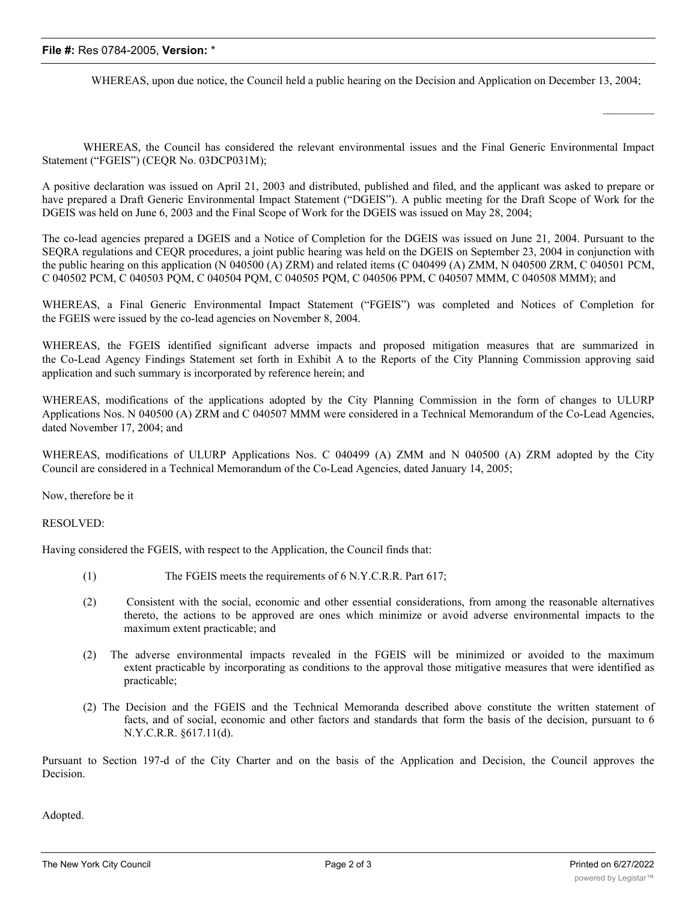WHEREAS, upon due notice, the Council held a public hearing on the Decision and Application on December 13, 2004;

WHEREAS, the Council has considered the relevant environmental issues and the Final Generic Environmental Impact Statement ("FGEIS") (CEQR No. 03DCP031M);

A positive declaration was issued on April 21, 2003 and distributed, published and filed, and the applicant was asked to prepare or have prepared a Draft Generic Environmental Impact Statement ("DGEIS"). A public meeting for the Draft Scope of Work for the DGEIS was held on June 6, 2003 and the Final Scope of Work for the DGEIS was issued on May 28, 2004;

The co-lead agencies prepared a DGEIS and a Notice of Completion for the DGEIS was issued on June 21, 2004. Pursuant to the SEQRA regulations and CEQR procedures, a joint public hearing was held on the DGEIS on September 23, 2004 in conjunction with the public hearing on this application (N 040500 (A) ZRM) and related items (C 040499 (A) ZMM, N 040500 ZRM, C 040501 PCM, C 040502 PCM, C 040503 PQM, C 040504 PQM, C 040505 PQM, C 040506 PPM, C 040507 MMM, C 040508 MMM); and

WHEREAS, a Final Generic Environmental Impact Statement ("FGEIS") was completed and Notices of Completion for the FGEIS were issued by the co-lead agencies on November 8, 2004.

WHEREAS, the FGEIS identified significant adverse impacts and proposed mitigation measures that are summarized in the Co-Lead Agency Findings Statement set forth in Exhibit A to the Reports of the City Planning Commission approving said application and such summary is incorporated by reference herein; and

WHEREAS, modifications of the applications adopted by the City Planning Commission in the form of changes to ULURP Applications Nos. N 040500 (A) ZRM and C 040507 MMM were considered in a Technical Memorandum of the Co-Lead Agencies, dated November 17, 2004; and

WHEREAS, modifications of ULURP Applications Nos. C 040499 (A) ZMM and N 040500 (A) ZRM adopted by the City Council are considered in a Technical Memorandum of the Co-Lead Agencies, dated January 14, 2005;

Now, therefore be it

RESOLVED:

Having considered the FGEIS, with respect to the Application, the Council finds that:

(1) The FGEIS meets the requirements of 6 N.Y.C.R.R. Part 617;

(2) Consistent with the social, economic and other essential considerations, from among the reasonable alternatives thereto, the actions to be approved are ones which minimize or avoid adverse environmental impacts to the maximum extent practicable; and

(2) The adverse environmental impacts revealed in the FGEIS will be minimized or avoided to the maximum extent practicable by incorporating as conditions to the approval those mitigative measures that were identified as practicable;

(2) The Decision and the FGEIS and the Technical Memoranda described above constitute the written statement of facts, and of social, economic and other factors and standards that form the basis of the decision, pursuant to 6 N.Y.C.R.R. §617.11(d).

Pursuant to Section 197-d of the City Charter and on the basis of the Application and Decision, the Council approves the Decision.

Adopted.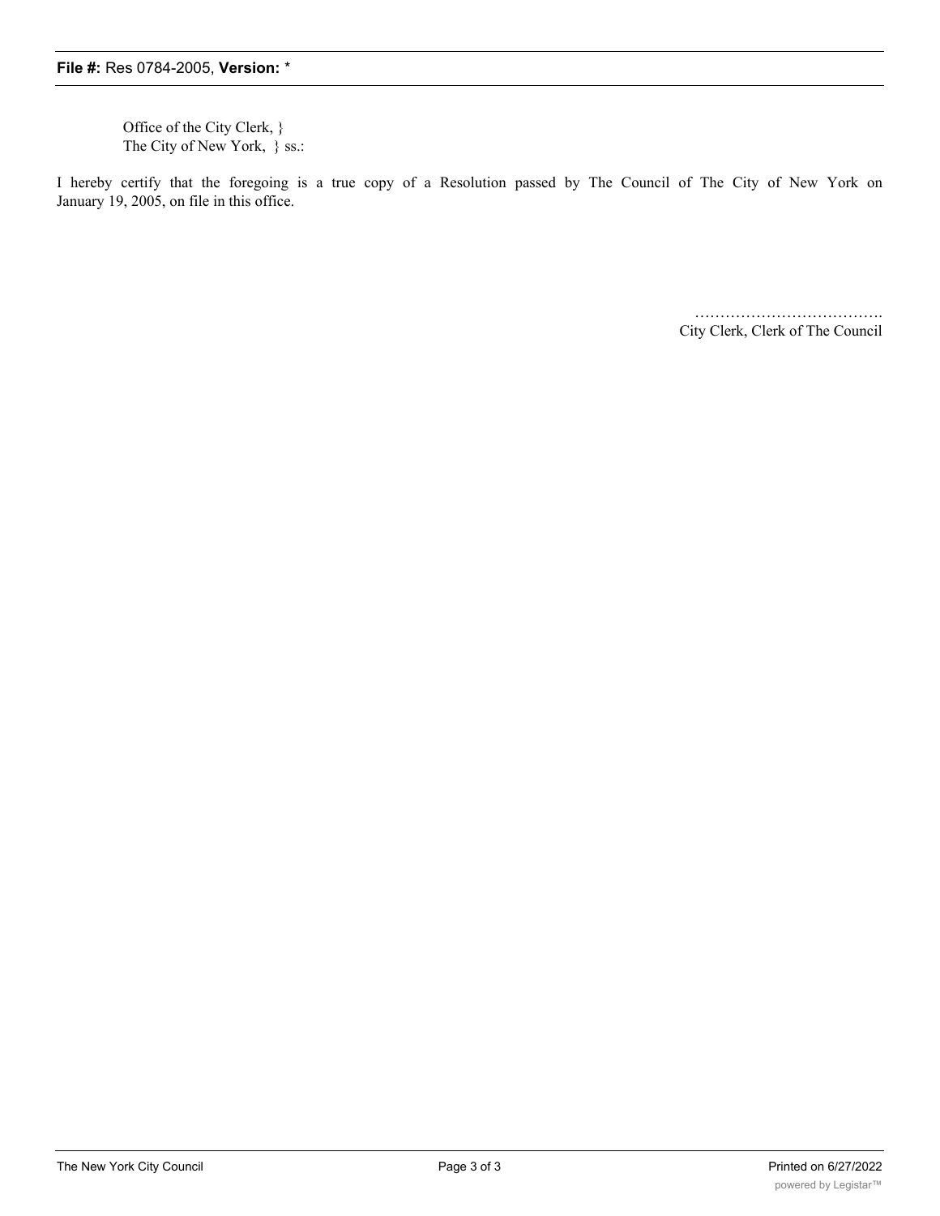Office of the City Clerk, }
The City of New York, } ss.:

I hereby certify that the foregoing is a true copy of a Resolution passed by The Council of The City of New York on January 19, 2005, on file in this office.

……………………………….
City Clerk, Clerk of The Council